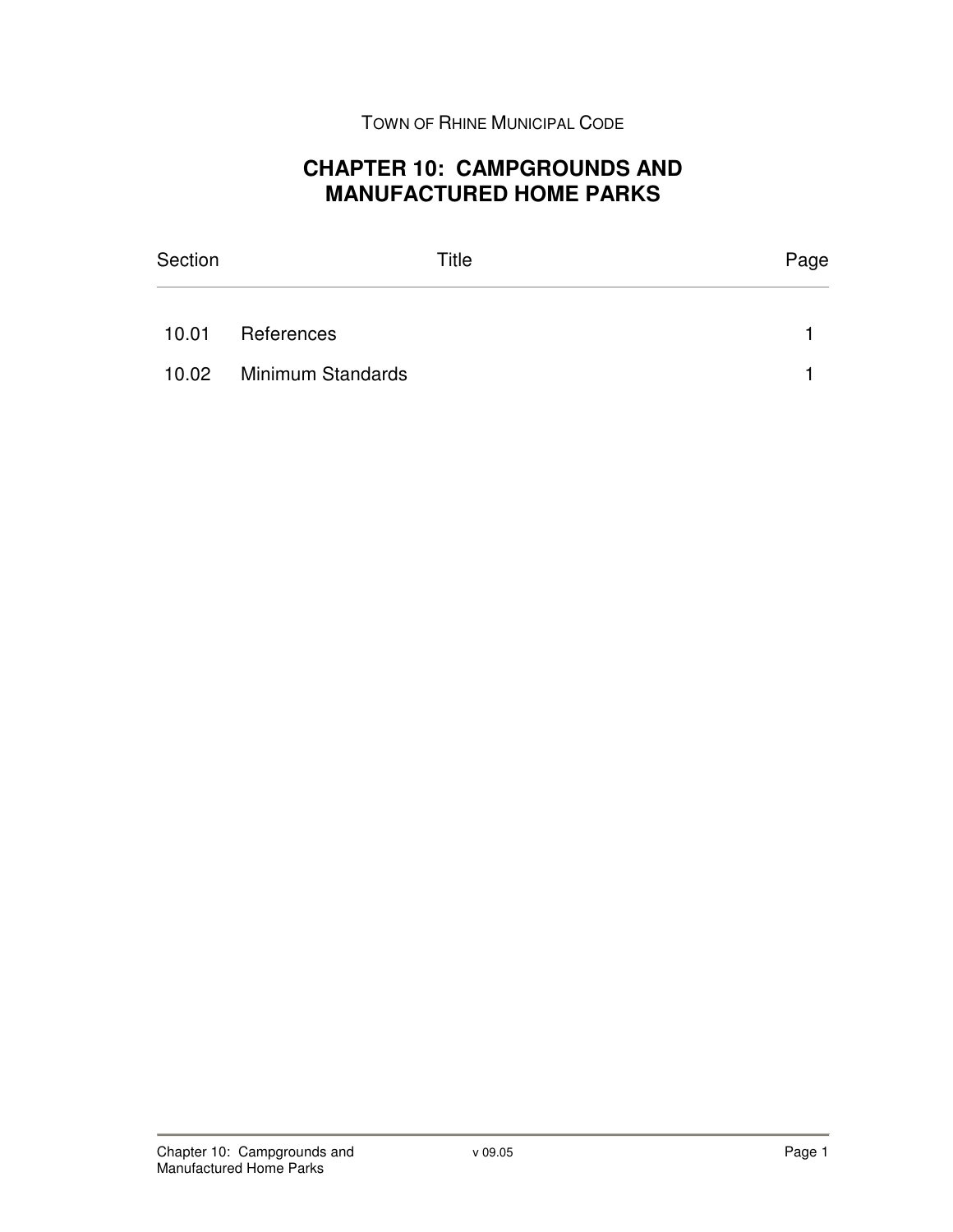TOWN OF RHINE MUNICIPAL CODE

# CHAPTER 10: CAMPGROUNDS AND MANUFACTURED HOME PARKS

| Section | Title | Page |
|---|---|---|
| 10.01 | References | 1 |
| 10.02 | Minimum Standards | 1 |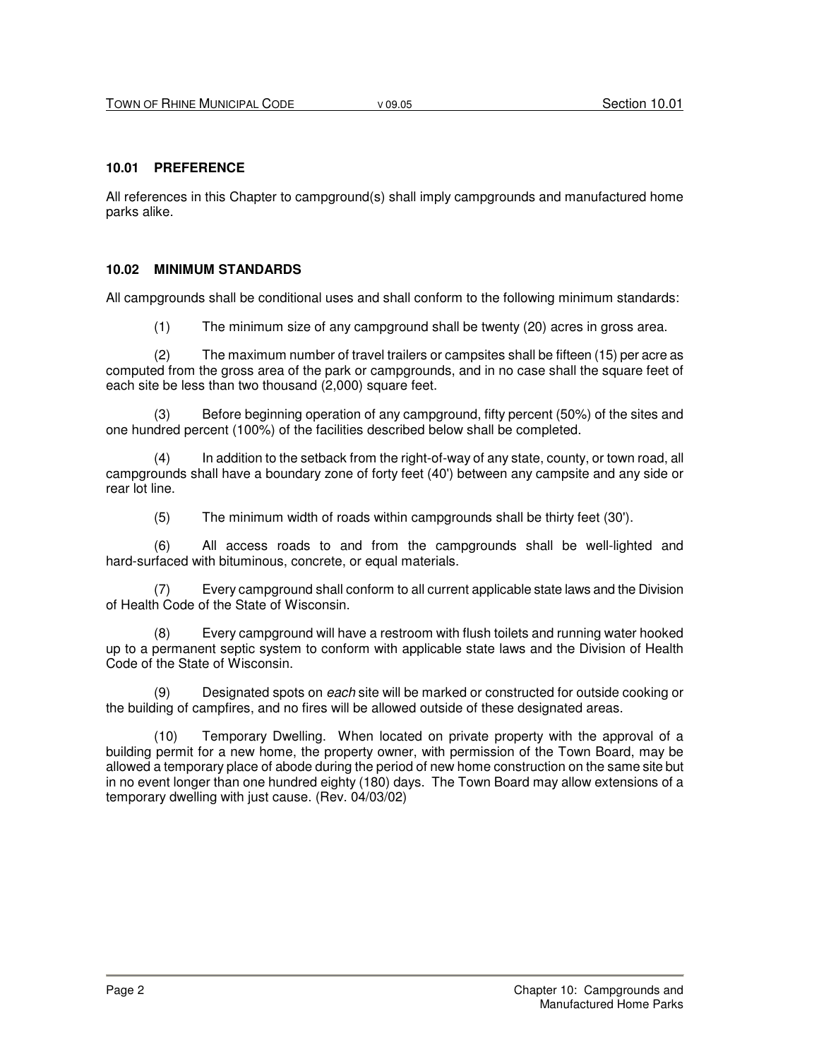### 10.01 PREFERENCE

All references in this Chapter to campground(s) shall imply campgrounds and manufactured home parks alike.

### 10.02 MINIMUM STANDARDS

All campgrounds shall be conditional uses and shall conform to the following minimum standards:

(1) The minimum size of any campground shall be twenty (20) acres in gross area.

(2) The maximum number of travel trailers or campsites shall be fifteen (15) per acre as computed from the gross area of the park or campgrounds, and in no case shall the square feet of each site be less than two thousand (2,000) square feet.

(3) Before beginning operation of any campground, fifty percent (50%) of the sites and one hundred percent (100%) of the facilities described below shall be completed.

(4) In addition to the setback from the right-of-way of any state, county, or town road, all campgrounds shall have a boundary zone of forty feet (40') between any campsite and any side or rear lot line.

(5) The minimum width of roads within campgrounds shall be thirty feet (30').

(6) All access roads to and from the campgrounds shall be well-lighted and hard-surfaced with bituminous, concrete, or equal materials.

(7) Every campground shall conform to all current applicable state laws and the Division of Health Code of the State of Wisconsin.

(8) Every campground will have a restroom with flush toilets and running water hooked up to a permanent septic system to conform with applicable state laws and the Division of Health Code of the State of Wisconsin.

(9) Designated spots on *each* site will be marked or constructed for outside cooking or the building of campfires, and no fires will be allowed outside of these designated areas.

(10) Temporary Dwelling. When located on private property with the approval of a building permit for a new home, the property owner, with permission of the Town Board, may be allowed a temporary place of abode during the period of new home construction on the same site but in no event longer than one hundred eighty (180) days. The Town Board may allow extensions of a temporary dwelling with just cause. (Rev. 04/03/02)